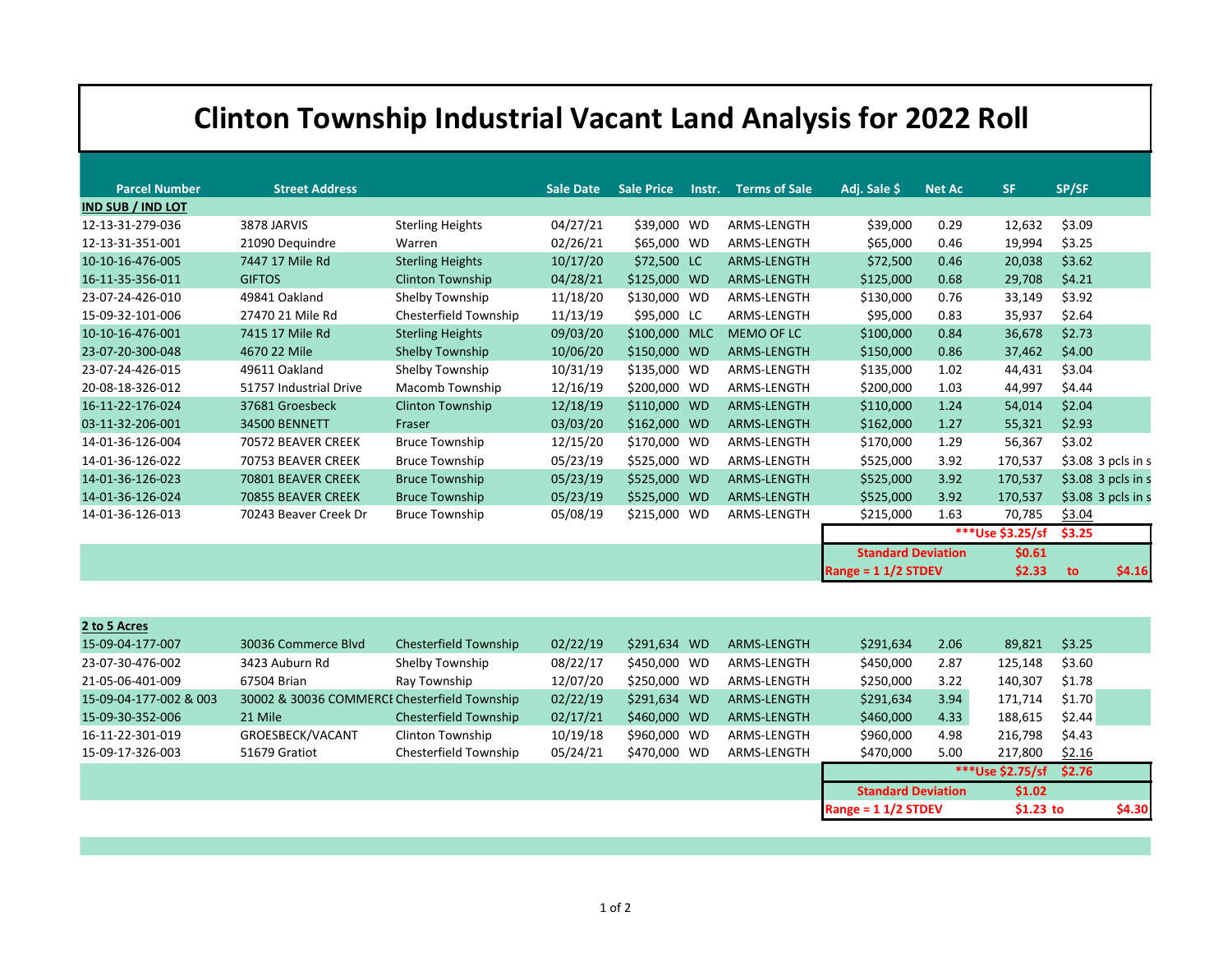# Clinton Township Industrial Vacant Land Analysis for 2022 Roll

| Parcel Number | Street Address | | Sale Date | Sale Price | Instr. | Terms of Sale | Adj. Sale $ | Net Ac | SF | SP/SF | |
|---|---|---|---|---|---|---|---|---|---|---|---|
| **IND SUB / IND LOT** | | | | | | | | | | | |
| 12-13-31-279-036 | 3878 JARVIS | Sterling Heights | 04/27/21 | $39,000 | WD | ARMS-LENGTH | $39,000 | 0.29 | 12,632 | $3.09 | |
| 12-13-31-351-001 | 21090 Dequindre | Warren | 02/26/21 | $65,000 | WD | ARMS-LENGTH | $65,000 | 0.46 | 19,994 | $3.25 | |
| 10-10-16-476-005 | 7447 17 Mile Rd | Sterling Heights | 10/17/20 | $72,500 | LC | ARMS-LENGTH | $72,500 | 0.46 | 20,038 | $3.62 | |
| 16-11-35-356-011 | GIFTOS | Clinton Township | 04/28/21 | $125,000 | WD | ARMS-LENGTH | $125,000 | 0.68 | 29,708 | $4.21 | |
| 23-07-24-426-010 | 49841 Oakland | Shelby Township | 11/18/20 | $130,000 | WD | ARMS-LENGTH | $130,000 | 0.76 | 33,149 | $3.92 | |
| 15-09-32-101-006 | 27470 21 Mile Rd | Chesterfield Township | 11/13/19 | $95,000 | LC | ARMS-LENGTH | $95,000 | 0.83 | 35,937 | $2.64 | |
| 10-10-16-476-001 | 7415 17 Mile Rd | Sterling Heights | 09/03/20 | $100,000 | MLC | MEMO OF LC | $100,000 | 0.84 | 36,678 | $2.73 | |
| 23-07-20-300-048 | 4670 22 Mile | Shelby Township | 10/06/20 | $150,000 | WD | ARMS-LENGTH | $150,000 | 0.86 | 37,462 | $4.00 | |
| 23-07-24-426-015 | 49611 Oakland | Shelby Township | 10/31/19 | $135,000 | WD | ARMS-LENGTH | $135,000 | 1.02 | 44,431 | $3.04 | |
| 20-08-18-326-012 | 51757 Industrial Drive | Macomb Township | 12/16/19 | $200,000 | WD | ARMS-LENGTH | $200,000 | 1.03 | 44,997 | $4.44 | |
| 16-11-22-176-024 | 37681 Groesbeck | Clinton Township | 12/18/19 | $110,000 | WD | ARMS-LENGTH | $110,000 | 1.24 | 54,014 | $2.04 | |
| 03-11-32-206-001 | 34500 BENNETT | Fraser | 03/03/20 | $162,000 | WD | ARMS-LENGTH | $162,000 | 1.27 | 55,321 | $2.93 | |
| 14-01-36-126-004 | 70572 BEAVER CREEK | Bruce Township | 12/15/20 | $170,000 | WD | ARMS-LENGTH | $170,000 | 1.29 | 56,367 | $3.02 | |
| 14-01-36-126-022 | 70753 BEAVER CREEK | Bruce Township | 05/23/19 | $525,000 | WD | ARMS-LENGTH | $525,000 | 3.92 | 170,537 | $3.08 | 3 pcls in s |
| 14-01-36-126-023 | 70801 BEAVER CREEK | Bruce Township | 05/23/19 | $525,000 | WD | ARMS-LENGTH | $525,000 | 3.92 | 170,537 | $3.08 | 3 pcls in s |
| 14-01-36-126-024 | 70855 BEAVER CREEK | Bruce Township | 05/23/19 | $525,000 | WD | ARMS-LENGTH | $525,000 | 3.92 | 170,537 | $3.08 | 3 pcls in s |
| 14-01-36-126-013 | 70243 Beaver Creek Dr | Bruce Township | 05/08/19 | $215,000 | WD | ARMS-LENGTH | $215,000 | 1.63 | 70,785 | $3.04 | |
| | | | | | | | | | ***Use $3.25/sf | $3.25 | |
| | | | | | | | Standard Deviation | | $0.61 | | |
| | | | | | | | Range = 1 1/2 STDEV | | $2.33 | to | $4.16 |

| Parcel Number | Street Address | | Sale Date | Sale Price | Instr. | Terms of Sale | Adj. Sale $ | Net Ac | SF | SP/SF | |
|---|---|---|---|---|---|---|---|---|---|---|---|
| **2 to 5 Acres** | | | | | | | | | | | |
| 15-09-04-177-007 | 30036 Commerce Blvd | Chesterfield Township | 02/22/19 | $291,634 | WD | ARMS-LENGTH | $291,634 | 2.06 | 89,821 | $3.25 | |
| 23-07-30-476-002 | 3423 Auburn Rd | Shelby Township | 08/22/17 | $450,000 | WD | ARMS-LENGTH | $450,000 | 2.87 | 125,148 | $3.60 | |
| 21-05-06-401-009 | 67504 Brian | Ray Township | 12/07/20 | $250,000 | WD | ARMS-LENGTH | $250,000 | 3.22 | 140,307 | $1.78 | |
| 15-09-04-177-002 & 003 | 30002 & 30036 COMMERCE | Chesterfield Township | 02/22/19 | $291,634 | WD | ARMS-LENGTH | $291,634 | 3.94 | 171,714 | $1.70 | |
| 15-09-30-352-006 | 21 Mile | Chesterfield Township | 02/17/21 | $460,000 | WD | ARMS-LENGTH | $460,000 | 4.33 | 188,615 | $2.44 | |
| 16-11-22-301-019 | GROESBECK/VACANT | Clinton Township | 10/19/18 | $960,000 | WD | ARMS-LENGTH | $960,000 | 4.98 | 216,798 | $4.43 | |
| 15-09-17-326-003 | 51679 Gratiot | Chesterfield Township | 05/24/21 | $470,000 | WD | ARMS-LENGTH | $470,000 | 5.00 | 217,800 | $2.16 | |
| | | | | | | | | | ***Use $2.75/sf | $2.76 | |
| | | | | | | | Standard Deviation | | $1.02 | | |
| | | | | | | | Range = 1 1/2 STDEV | | $1.23 | to | $4.30 |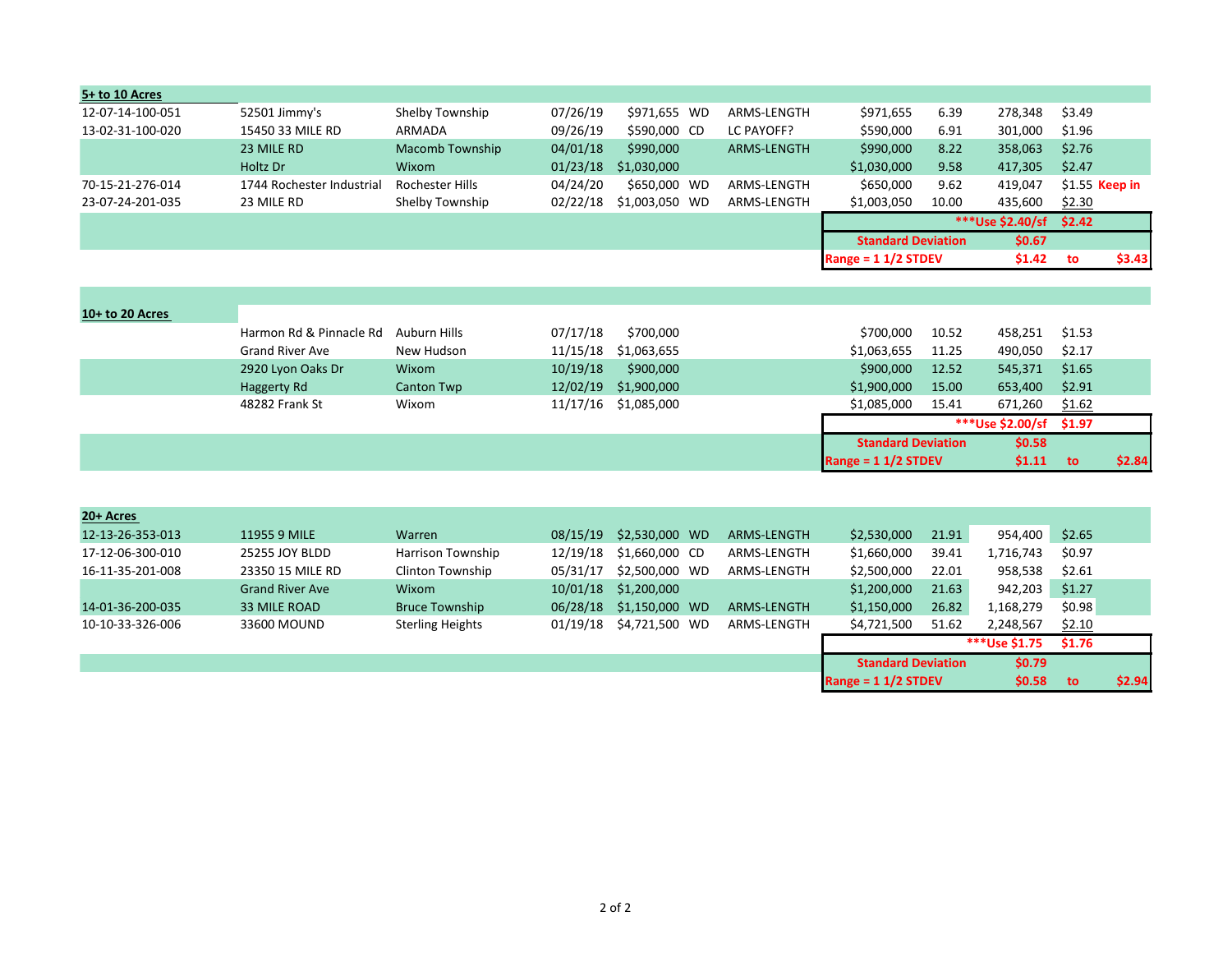**5+ to 10 Acres**

| | | | | | | | | | | | |
|---|---|---|---|---|---|---|---|---|---|---|---|
| 12-07-14-100-051 | 52501 Jimmy's | Shelby Township | 07/26/19 | $971,655 | WD | ARMS-LENGTH | $971,655 | 6.39 | 278,348 | $3.49 | |
| 13-02-31-100-020 | 15450 33 MILE RD | ARMADA | 09/26/19 | $590,000 | CD | LC PAYOFF? | $590,000 | 6.91 | 301,000 | $1.96 | |
| | 23 MILE RD | Macomb Township | 04/01/18 | $990,000 | | ARMS-LENGTH | $990,000 | 8.22 | 358,063 | $2.76 | |
| | Holtz Dr | Wixom | 01/23/18 | $1,030,000 | | | $1,030,000 | 9.58 | 417,305 | $2.47 | |
| 70-15-21-276-014 | 1744 Rochester Industrial | Rochester Hills | 04/24/20 | $650,000 | WD | ARMS-LENGTH | $650,000 | 9.62 | 419,047 | $1.55 | Keep in |
| 23-07-24-201-035 | 23 MILE RD | Shelby Township | 02/22/18 | $1,003,050 | WD | ARMS-LENGTH | $1,003,050 | 10.00 | 435,600 | $2.30 | |
| | | | | | | | | | ***Use $2.40/sf | $2.42 | |
| | | | | | | | Standard Deviation | | $0.67 | | |
| | | | | | | | Range = 1 1/2 STDEV | | $1.42 | to | $3.43 |

**10+ to 20 Acres**

| | | | | | | | | | | | |
|---|---|---|---|---|---|---|---|---|---|---|---|
| | Harmon Rd & Pinnacle Rd | Auburn Hills | 07/17/18 | $700,000 | | | $700,000 | 10.52 | 458,251 | $1.53 | |
| | Grand River Ave | New Hudson | 11/15/18 | $1,063,655 | | | $1,063,655 | 11.25 | 490,050 | $2.17 | |
| | 2920 Lyon Oaks Dr | Wixom | 10/19/18 | $900,000 | | | $900,000 | 12.52 | 545,371 | $1.65 | |
| | Haggerty Rd | Canton Twp | 12/02/19 | $1,900,000 | | | $1,900,000 | 15.00 | 653,400 | $2.91 | |
| | 48282 Frank St | Wixom | 11/17/16 | $1,085,000 | | | $1,085,000 | 15.41 | 671,260 | $1.62 | |
| | | | | | | | | | ***Use $2.00/sf | $1.97 | |
| | | | | | | | Standard Deviation | | $0.58 | | |
| | | | | | | | Range = 1 1/2 STDEV | | $1.11 | to | $2.84 |

**20+ Acres**

| | | | | | | | | | | | |
|---|---|---|---|---|---|---|---|---|---|---|---|
| 12-13-26-353-013 | 11955 9 MILE | Warren | 08/15/19 | $2,530,000 | WD | ARMS-LENGTH | $2,530,000 | 21.91 | 954,400 | $2.65 | |
| 17-12-06-300-010 | 25255 JOY BLDD | Harrison Township | 12/19/18 | $1,660,000 | CD | ARMS-LENGTH | $1,660,000 | 39.41 | 1,716,743 | $0.97 | |
| 16-11-35-201-008 | 23350 15 MILE RD | Clinton Township | 05/31/17 | $2,500,000 | WD | ARMS-LENGTH | $2,500,000 | 22.01 | 958,538 | $2.61 | |
| | Grand River Ave | Wixom | 10/01/18 | $1,200,000 | | | $1,200,000 | 21.63 | 942,203 | $1.27 | |
| 14-01-36-200-035 | 33 MILE ROAD | Bruce Township | 06/28/18 | $1,150,000 | WD | ARMS-LENGTH | $1,150,000 | 26.82 | 1,168,279 | $0.98 | |
| 10-10-33-326-006 | 33600 MOUND | Sterling Heights | 01/19/18 | $4,721,500 | WD | ARMS-LENGTH | $4,721,500 | 51.62 | 2,248,567 | $2.10 | |
| | | | | | | | | | ***Use $1.75 | $1.76 | |
| | | | | | | | Standard Deviation | | $0.79 | | |
| | | | | | | | Range = 1 1/2 STDEV | | $0.58 | to | $2.94 |